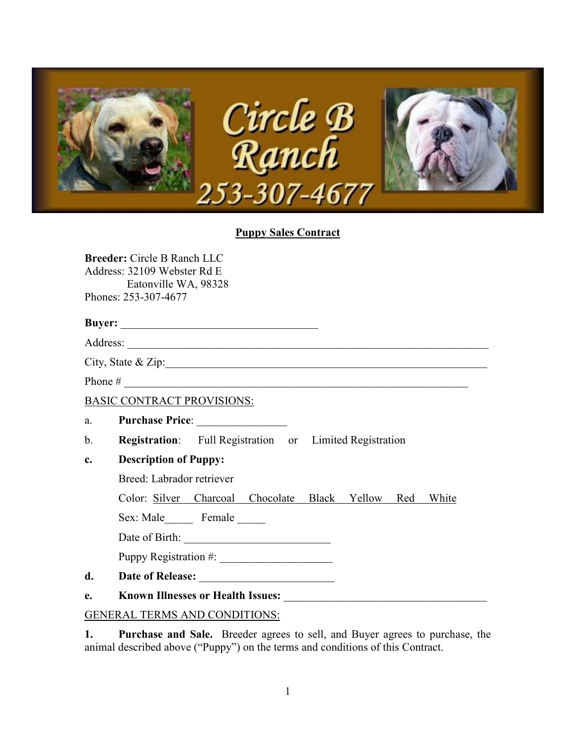Circle B Ranch
253-307-4677

# Puppy Sales Contract

**Breeder:** Circle B Ranch LLC
Address: 32109 Webster Rd E
Eatonville WA, 98328
Phones: 253-307-4677

**Buyer:** ___________________________________

Address: _________________________________________________________________

City, State & Zip:___________________________________________________________

Phone # _____________________________________________________________

BASIC CONTRACT PROVISIONS:

a. **Purchase Price**: _______________

b. **Registration**: Full Registration or Limited Registration

**c. Description of Puppy:**

Breed: Labrador retriever

Color: Silver Charcoal Chocolate Black Yellow Red White

Sex: Male_____ Female _____

Date of Birth: _________________________

Puppy Registration #: ___________________

**d. Date of Release:** _______________________

**e. Known Illnesses or Health Issues:** ___________________________________

GENERAL TERMS AND CONDITIONS:

**1. Purchase and Sale.** Breeder agrees to sell, and Buyer agrees to purchase, the animal described above ("Puppy") on the terms and conditions of this Contract.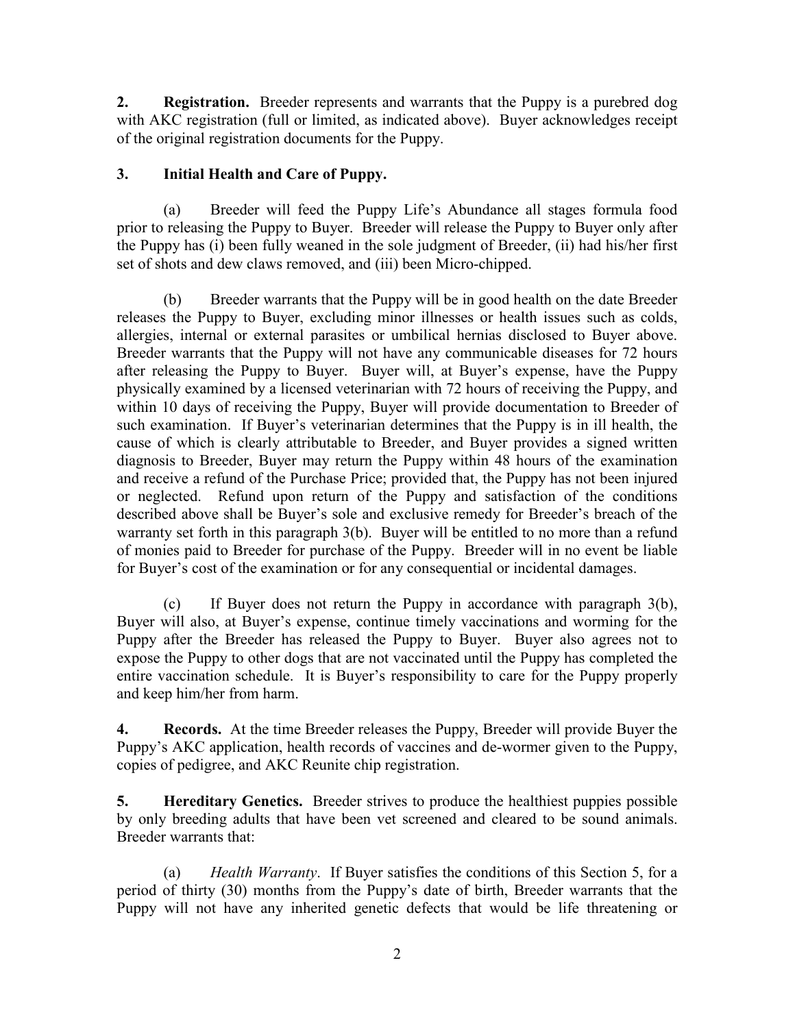**2. Registration.** Breeder represents and warrants that the Puppy is a purebred dog with AKC registration (full or limited, as indicated above). Buyer acknowledges receipt of the original registration documents for the Puppy.

**3. Initial Health and Care of Puppy.**

(a) Breeder will feed the Puppy Life's Abundance all stages formula food prior to releasing the Puppy to Buyer. Breeder will release the Puppy to Buyer only after the Puppy has (i) been fully weaned in the sole judgment of Breeder, (ii) had his/her first set of shots and dew claws removed, and (iii) been Micro-chipped.

(b) Breeder warrants that the Puppy will be in good health on the date Breeder releases the Puppy to Buyer, excluding minor illnesses or health issues such as colds, allergies, internal or external parasites or umbilical hernias disclosed to Buyer above. Breeder warrants that the Puppy will not have any communicable diseases for 72 hours after releasing the Puppy to Buyer. Buyer will, at Buyer's expense, have the Puppy physically examined by a licensed veterinarian with 72 hours of receiving the Puppy, and within 10 days of receiving the Puppy, Buyer will provide documentation to Breeder of such examination. If Buyer's veterinarian determines that the Puppy is in ill health, the cause of which is clearly attributable to Breeder, and Buyer provides a signed written diagnosis to Breeder, Buyer may return the Puppy within 48 hours of the examination and receive a refund of the Purchase Price; provided that, the Puppy has not been injured or neglected. Refund upon return of the Puppy and satisfaction of the conditions described above shall be Buyer's sole and exclusive remedy for Breeder's breach of the warranty set forth in this paragraph 3(b). Buyer will be entitled to no more than a refund of monies paid to Breeder for purchase of the Puppy. Breeder will in no event be liable for Buyer's cost of the examination or for any consequential or incidental damages.

(c) If Buyer does not return the Puppy in accordance with paragraph 3(b), Buyer will also, at Buyer's expense, continue timely vaccinations and worming for the Puppy after the Breeder has released the Puppy to Buyer. Buyer also agrees not to expose the Puppy to other dogs that are not vaccinated until the Puppy has completed the entire vaccination schedule. It is Buyer's responsibility to care for the Puppy properly and keep him/her from harm.

**4. Records.** At the time Breeder releases the Puppy, Breeder will provide Buyer the Puppy's AKC application, health records of vaccines and de-wormer given to the Puppy, copies of pedigree, and AKC Reunite chip registration.

**5. Hereditary Genetics.** Breeder strives to produce the healthiest puppies possible by only breeding adults that have been vet screened and cleared to be sound animals. Breeder warrants that:

(a) *Health Warranty*. If Buyer satisfies the conditions of this Section 5, for a period of thirty (30) months from the Puppy's date of birth, Breeder warrants that the Puppy will not have any inherited genetic defects that would be life threatening or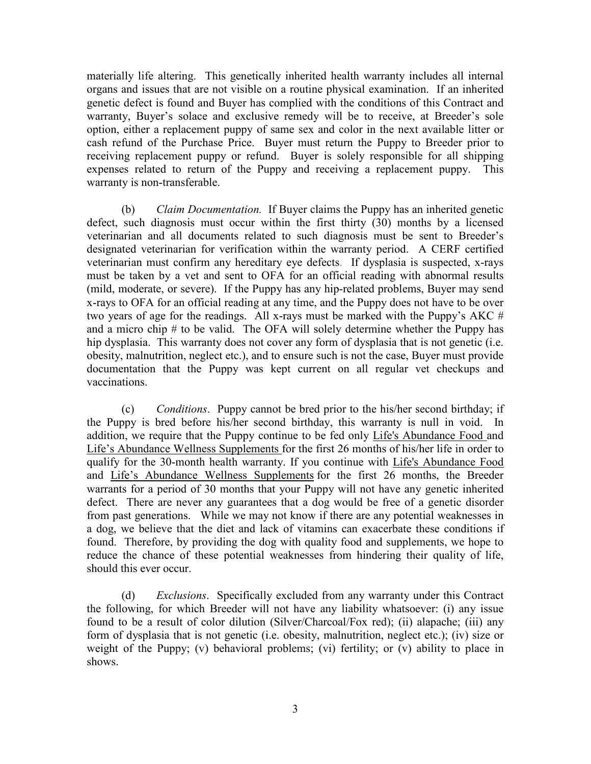materially life altering. This genetically inherited health warranty includes all internal organs and issues that are not visible on a routine physical examination. If an inherited genetic defect is found and Buyer has complied with the conditions of this Contract and warranty, Buyer's solace and exclusive remedy will be to receive, at Breeder's sole option, either a replacement puppy of same sex and color in the next available litter or cash refund of the Purchase Price. Buyer must return the Puppy to Breeder prior to receiving replacement puppy or refund. Buyer is solely responsible for all shipping expenses related to return of the Puppy and receiving a replacement puppy. This warranty is non-transferable.

(b) *Claim Documentation.* If Buyer claims the Puppy has an inherited genetic defect, such diagnosis must occur within the first thirty (30) months by a licensed veterinarian and all documents related to such diagnosis must be sent to Breeder's designated veterinarian for verification within the warranty period. A CERF certified veterinarian must confirm any hereditary eye defects. If dysplasia is suspected, x-rays must be taken by a vet and sent to OFA for an official reading with abnormal results (mild, moderate, or severe). If the Puppy has any hip-related problems, Buyer may send x-rays to OFA for an official reading at any time, and the Puppy does not have to be over two years of age for the readings. All x-rays must be marked with the Puppy's AKC # and a micro chip # to be valid. The OFA will solely determine whether the Puppy has hip dysplasia. This warranty does not cover any form of dysplasia that is not genetic (i.e. obesity, malnutrition, neglect etc.), and to ensure such is not the case, Buyer must provide documentation that the Puppy was kept current on all regular vet checkups and vaccinations.

(c) *Conditions*. Puppy cannot be bred prior to the his/her second birthday; if the Puppy is bred before his/her second birthday, this warranty is null in void. In addition, we require that the Puppy continue to be fed only <u>Life's Abundance Food</u> and <u>Life's Abundance Wellness Supplements</u> for the first 26 months of his/her life in order to qualify for the 30-month health warranty. If you continue with <u>Life's Abundance Food</u> and <u>Life's Abundance Wellness Supplements</u> for the first 26 months, the Breeder warrants for a period of 30 months that your Puppy will not have any genetic inherited defect. There are never any guarantees that a dog would be free of a genetic disorder from past generations. While we may not know if there are any potential weaknesses in a dog, we believe that the diet and lack of vitamins can exacerbate these conditions if found. Therefore, by providing the dog with quality food and supplements, we hope to reduce the chance of these potential weaknesses from hindering their quality of life, should this ever occur.

(d) *Exclusions*. Specifically excluded from any warranty under this Contract the following, for which Breeder will not have any liability whatsoever: (i) any issue found to be a result of color dilution (Silver/Charcoal/Fox red); (ii) alapache; (iii) any form of dysplasia that is not genetic (i.e. obesity, malnutrition, neglect etc.); (iv) size or weight of the Puppy; (v) behavioral problems; (vi) fertility; or (v) ability to place in shows.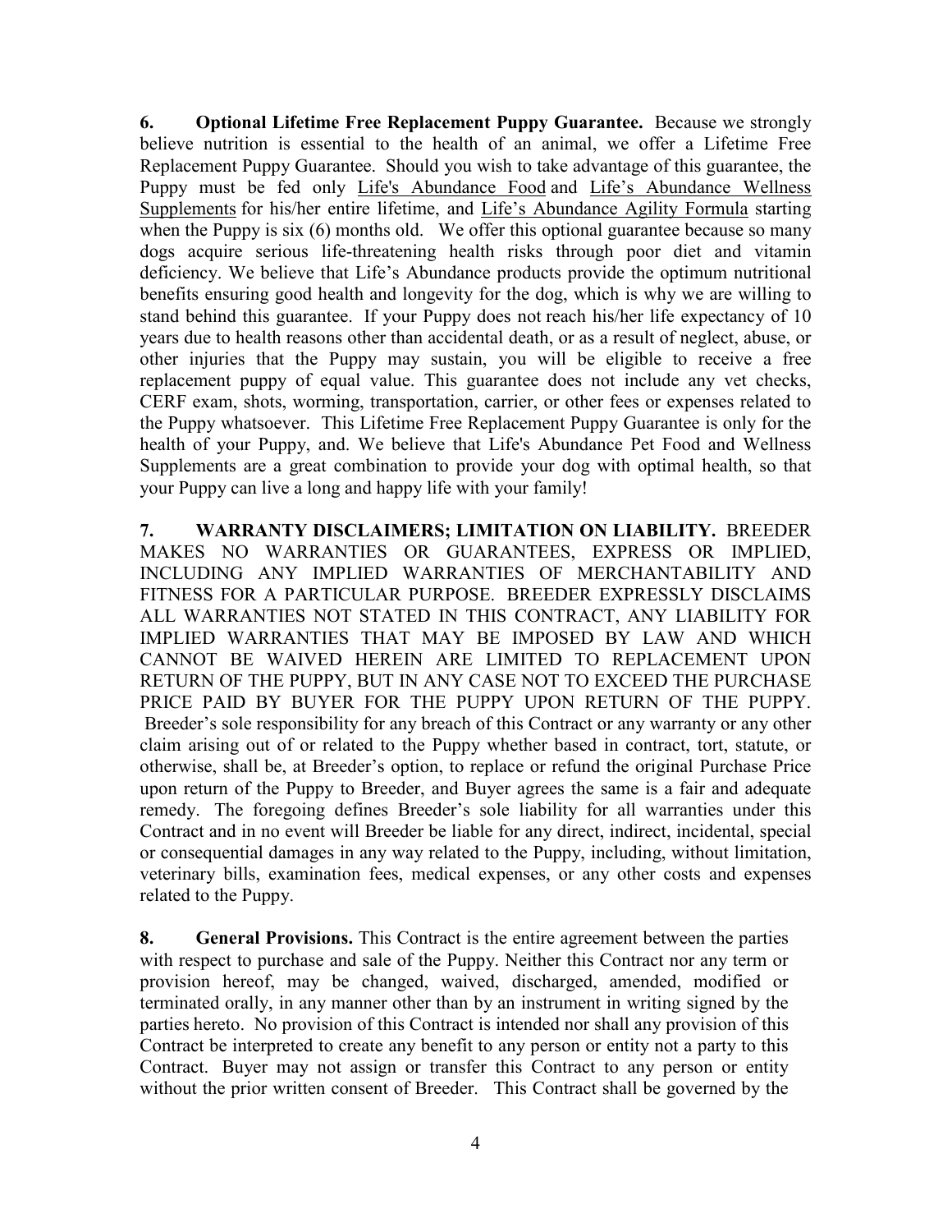**6. Optional Lifetime Free Replacement Puppy Guarantee.** Because we strongly believe nutrition is essential to the health of an animal, we offer a Lifetime Free Replacement Puppy Guarantee. Should you wish to take advantage of this guarantee, the Puppy must be fed only Life's Abundance Food and Life's Abundance Wellness Supplements for his/her entire lifetime, and Life's Abundance Agility Formula starting when the Puppy is six (6) months old. We offer this optional guarantee because so many dogs acquire serious life-threatening health risks through poor diet and vitamin deficiency. We believe that Life's Abundance products provide the optimum nutritional benefits ensuring good health and longevity for the dog, which is why we are willing to stand behind this guarantee. If your Puppy does not reach his/her life expectancy of 10 years due to health reasons other than accidental death, or as a result of neglect, abuse, or other injuries that the Puppy may sustain, you will be eligible to receive a free replacement puppy of equal value. This guarantee does not include any vet checks, CERF exam, shots, worming, transportation, carrier, or other fees or expenses related to the Puppy whatsoever. This Lifetime Free Replacement Puppy Guarantee is only for the health of your Puppy, and. We believe that Life's Abundance Pet Food and Wellness Supplements are a great combination to provide your dog with optimal health, so that your Puppy can live a long and happy life with your family!

**7. WARRANTY DISCLAIMERS; LIMITATION ON LIABILITY.** BREEDER MAKES NO WARRANTIES OR GUARANTEES, EXPRESS OR IMPLIED, INCLUDING ANY IMPLIED WARRANTIES OF MERCHANTABILITY AND FITNESS FOR A PARTICULAR PURPOSE. BREEDER EXPRESSLY DISCLAIMS ALL WARRANTIES NOT STATED IN THIS CONTRACT, ANY LIABILITY FOR IMPLIED WARRANTIES THAT MAY BE IMPOSED BY LAW AND WHICH CANNOT BE WAIVED HEREIN ARE LIMITED TO REPLACEMENT UPON RETURN OF THE PUPPY, BUT IN ANY CASE NOT TO EXCEED THE PURCHASE PRICE PAID BY BUYER FOR THE PUPPY UPON RETURN OF THE PUPPY. Breeder's sole responsibility for any breach of this Contract or any warranty or any other claim arising out of or related to the Puppy whether based in contract, tort, statute, or otherwise, shall be, at Breeder's option, to replace or refund the original Purchase Price upon return of the Puppy to Breeder, and Buyer agrees the same is a fair and adequate remedy. The foregoing defines Breeder's sole liability for all warranties under this Contract and in no event will Breeder be liable for any direct, indirect, incidental, special or consequential damages in any way related to the Puppy, including, without limitation, veterinary bills, examination fees, medical expenses, or any other costs and expenses related to the Puppy.

**8. General Provisions.** This Contract is the entire agreement between the parties with respect to purchase and sale of the Puppy. Neither this Contract nor any term or provision hereof, may be changed, waived, discharged, amended, modified or terminated orally, in any manner other than by an instrument in writing signed by the parties hereto. No provision of this Contract is intended nor shall any provision of this Contract be interpreted to create any benefit to any person or entity not a party to this Contract. Buyer may not assign or transfer this Contract to any person or entity without the prior written consent of Breeder. This Contract shall be governed by the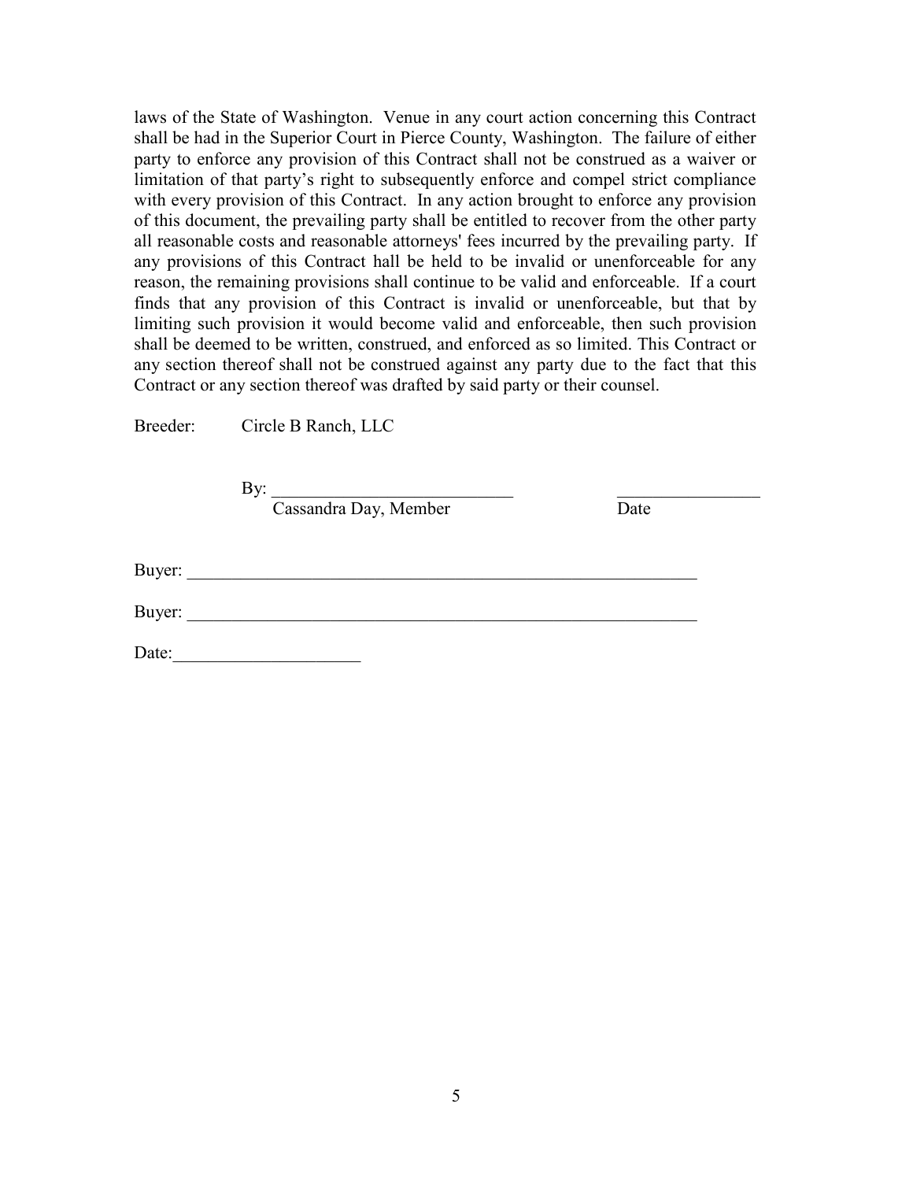laws of the State of Washington. Venue in any court action concerning this Contract shall be had in the Superior Court in Pierce County, Washington. The failure of either party to enforce any provision of this Contract shall not be construed as a waiver or limitation of that party's right to subsequently enforce and compel strict compliance with every provision of this Contract. In any action brought to enforce any provision of this document, the prevailing party shall be entitled to recover from the other party all reasonable costs and reasonable attorneys' fees incurred by the prevailing party. If any provisions of this Contract hall be held to be invalid or unenforceable for any reason, the remaining provisions shall continue to be valid and enforceable. If a court finds that any provision of this Contract is invalid or unenforceable, but that by limiting such provision it would become valid and enforceable, then such provision shall be deemed to be written, construed, and enforced as so limited. This Contract or any section thereof shall not be construed against any party due to the fact that this Contract or any section thereof was drafted by said party or their counsel.

Breeder: Circle B Ranch, LLC

By: ____________________________ ________________
Cassandra Day, Member Date

Buyer: ____________________________________________________________

Buyer: ____________________________________________________________

Date:______________________